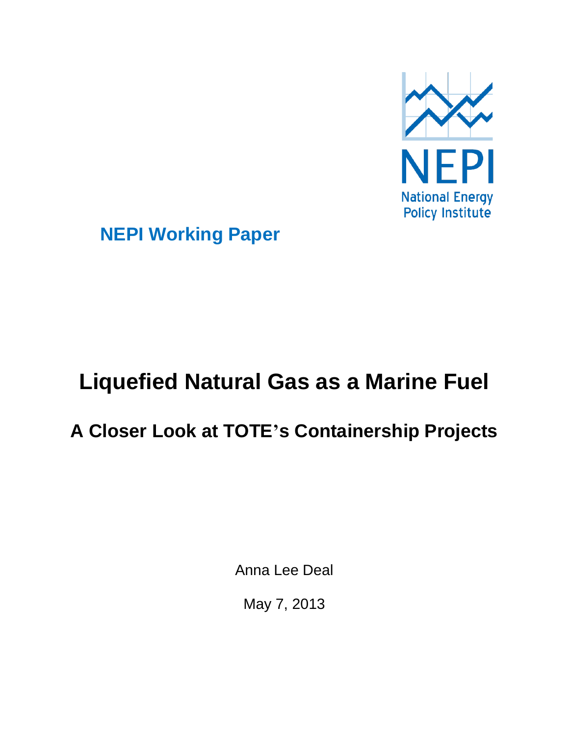NEPI

National Energy Policy Institute

**NEPI Working Paper**

# Liquefied Natural Gas as a Marine Fuel

## A Closer Look at TOTE's Containership Projects

Anna Lee Deal

May 7, 2013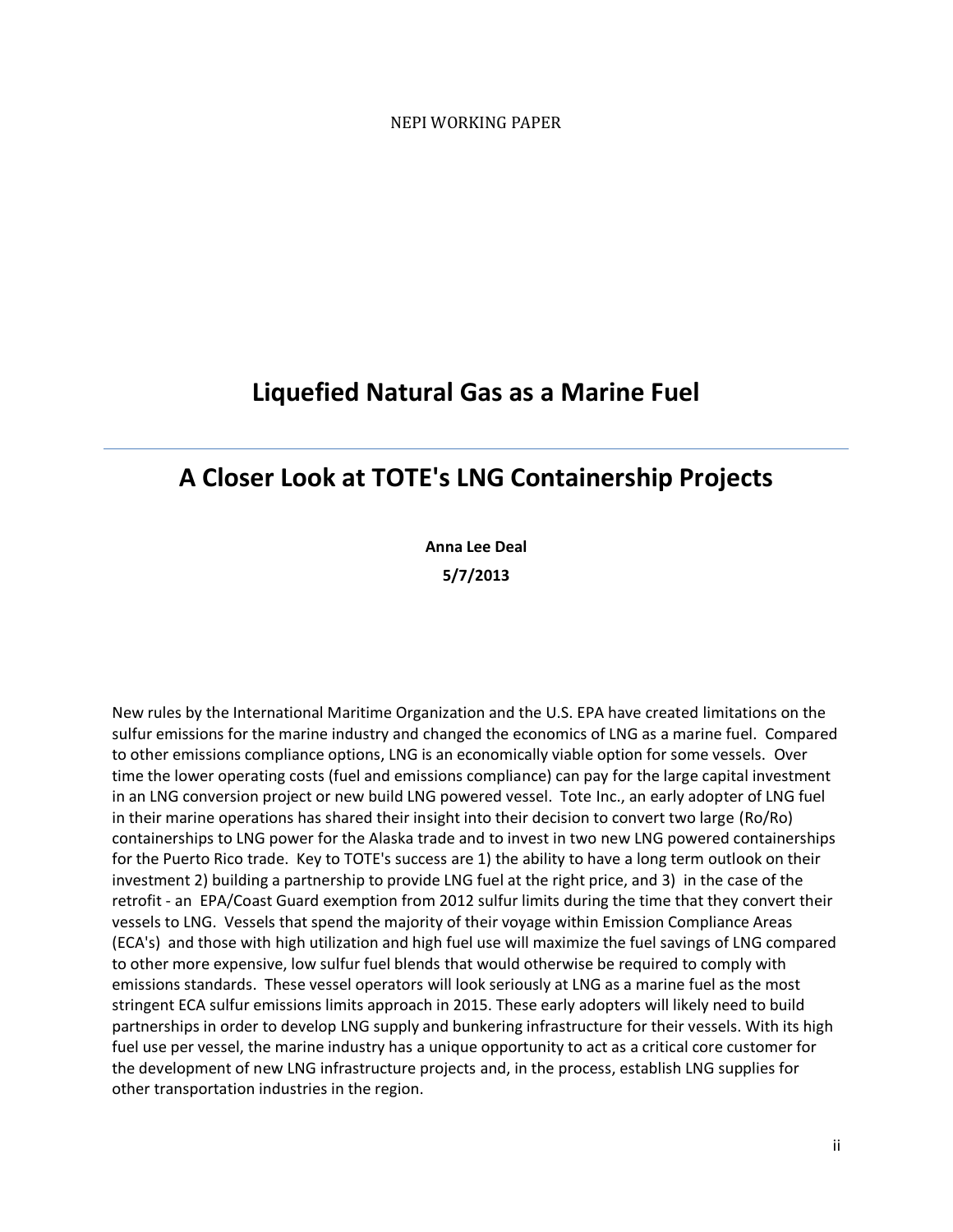NEPI WORKING PAPER

# Liquefied Natural Gas as a Marine Fuel

## A Closer Look at TOTE's LNG Containership Projects

**Anna Lee Deal**

**5/7/2013**

New rules by the International Maritime Organization and the U.S. EPA have created limitations on the sulfur emissions for the marine industry and changed the economics of LNG as a marine fuel. Compared to other emissions compliance options, LNG is an economically viable option for some vessels. Over time the lower operating costs (fuel and emissions compliance) can pay for the large capital investment in an LNG conversion project or new build LNG powered vessel. Tote Inc., an early adopter of LNG fuel in their marine operations has shared their insight into their decision to convert two large (Ro/Ro) containerships to LNG power for the Alaska trade and to invest in two new LNG powered containerships for the Puerto Rico trade. Key to TOTE's success are 1) the ability to have a long term outlook on their investment 2) building a partnership to provide LNG fuel at the right price, and 3) in the case of the retrofit - an EPA/Coast Guard exemption from 2012 sulfur limits during the time that they convert their vessels to LNG. Vessels that spend the majority of their voyage within Emission Compliance Areas (ECA's) and those with high utilization and high fuel use will maximize the fuel savings of LNG compared to other more expensive, low sulfur fuel blends that would otherwise be required to comply with emissions standards. These vessel operators will look seriously at LNG as a marine fuel as the most stringent ECA sulfur emissions limits approach in 2015. These early adopters will likely need to build partnerships in order to develop LNG supply and bunkering infrastructure for their vessels. With its high fuel use per vessel, the marine industry has a unique opportunity to act as a critical core customer for the development of new LNG infrastructure projects and, in the process, establish LNG supplies for other transportation industries in the region.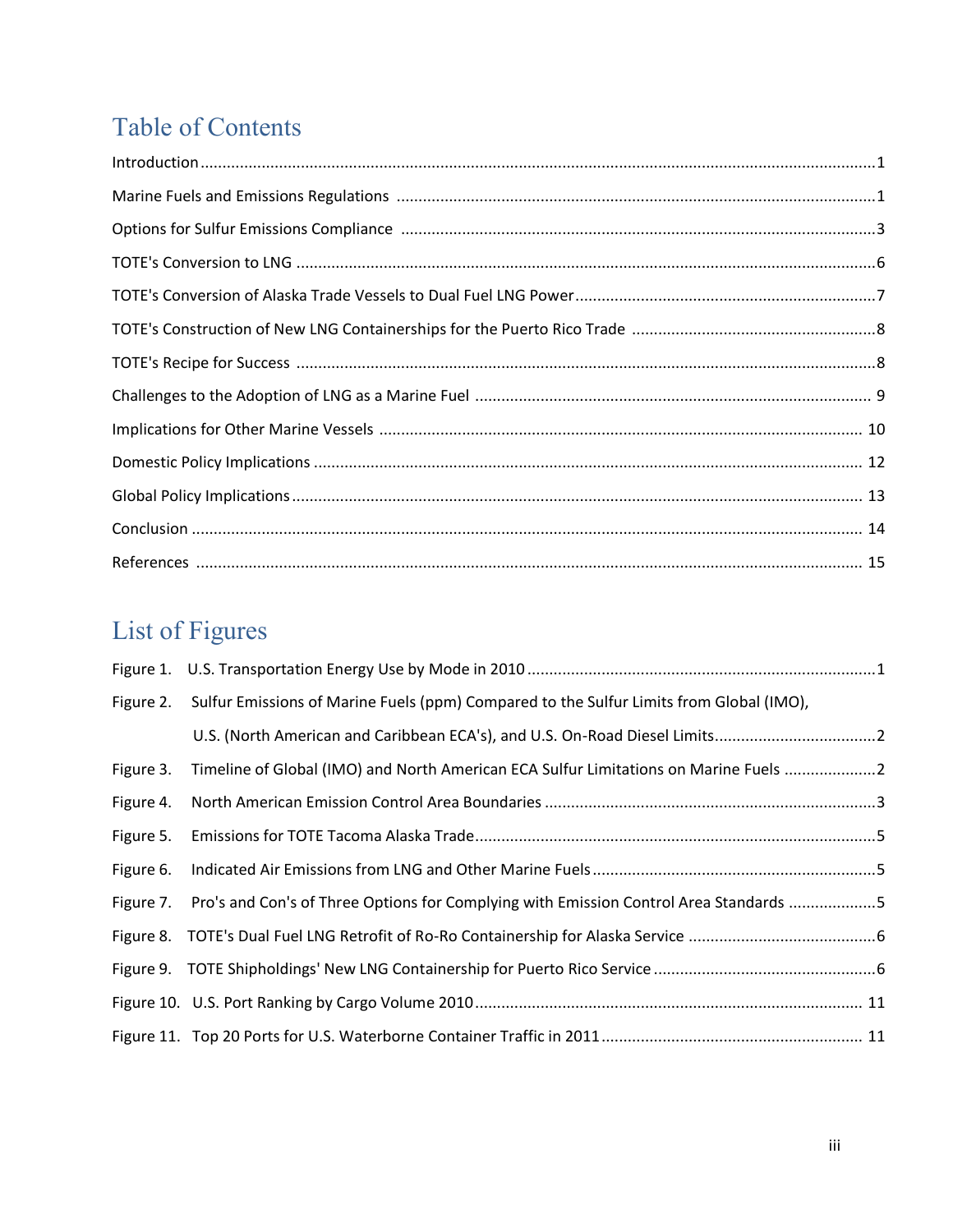# Table of Contents

Introduction .......... 1

Marine Fuels and Emissions Regulations .......... 1

Options for Sulfur Emissions Compliance .......... 3

TOTE's Conversion to LNG .......... 6

TOTE's Conversion of Alaska Trade Vessels to Dual Fuel LNG Power .......... 7

TOTE's Construction of New LNG Containerships for the Puerto Rico Trade .......... 8

TOTE's Recipe for Success .......... 8

Challenges to the Adoption of LNG as a Marine Fuel .......... 9

Implications for Other Marine Vessels .......... 10

Domestic Policy Implications .......... 12

Global Policy Implications .......... 13

Conclusion .......... 14

References .......... 15

# List of Figures

Figure 1. U.S. Transportation Energy Use by Mode in 2010 .......... 1

Figure 2. Sulfur Emissions of Marine Fuels (ppm) Compared to the Sulfur Limits from Global (IMO), U.S. (North American and Caribbean ECA's), and U.S. On-Road Diesel Limits .......... 2

Figure 3. Timeline of Global (IMO) and North American ECA Sulfur Limitations on Marine Fuels .......... 2

Figure 4. North American Emission Control Area Boundaries .......... 3

Figure 5. Emissions for TOTE Tacoma Alaska Trade .......... 5

Figure 6. Indicated Air Emissions from LNG and Other Marine Fuels .......... 5

Figure 7. Pro's and Con's of Three Options for Complying with Emission Control Area Standards .......... 5

Figure 8. TOTE's Dual Fuel LNG Retrofit of Ro-Ro Containership for Alaska Service .......... 6

Figure 9. TOTE Shipholdings' New LNG Containership for Puerto Rico Service .......... 6

Figure 10. U.S. Port Ranking by Cargo Volume 2010 .......... 11

Figure 11. Top 20 Ports for U.S. Waterborne Container Traffic in 2011 .......... 11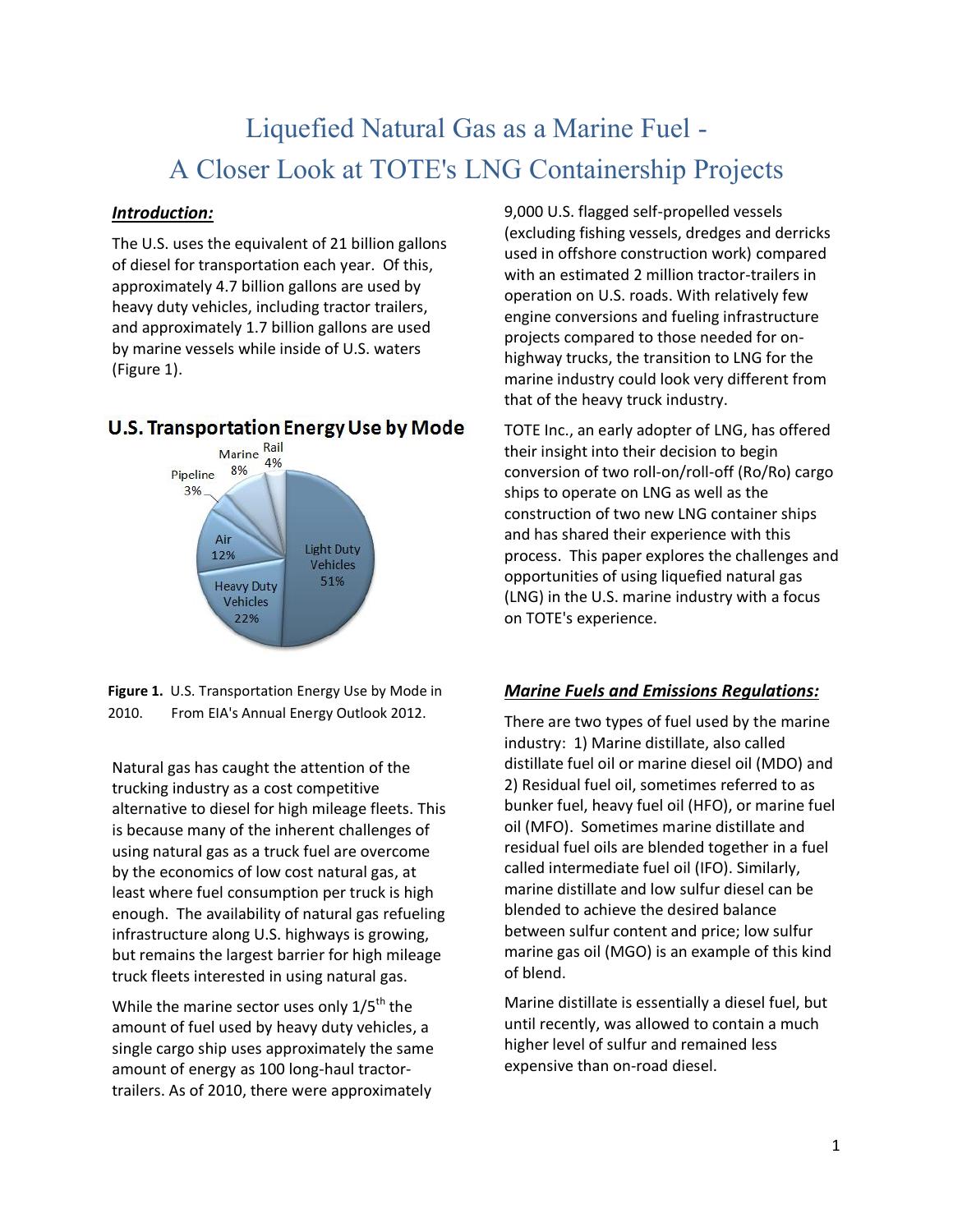# Liquefied Natural Gas as a Marine Fuel - A Closer Look at TOTE's LNG Containership Projects

## *Introduction:*

The U.S. uses the equivalent of 21 billion gallons of diesel for transportation each year. Of this, approximately 4.7 billion gallons are used by heavy duty vehicles, including tractor trailers, and approximately 1.7 billion gallons are used by marine vessels while inside of U.S. waters (Figure 1).

**U.S. Transportation Energy Use by Mode**

| Mode | Share |
|---|---|
| Light Duty Vehicles | 51% |
| Heavy Duty Vehicles | 22% |
| Air | 12% |
| Marine | 8% |
| Rail | 4% |
| Pipeline | 3% |

**Figure 1.** U.S. Transportation Energy Use by Mode in 2010. From EIA's Annual Energy Outlook 2012.

Natural gas has caught the attention of the trucking industry as a cost competitive alternative to diesel for high mileage fleets. This is because many of the inherent challenges of using natural gas as a truck fuel are overcome by the economics of low cost natural gas, at least where fuel consumption per truck is high enough. The availability of natural gas refueling infrastructure along U.S. highways is growing, but remains the largest barrier for high mileage truck fleets interested in using natural gas.

While the marine sector uses only 1/5th the amount of fuel used by heavy duty vehicles, a single cargo ship uses approximately the same amount of energy as 100 long-haul tractor-trailers. As of 2010, there were approximately 9,000 U.S. flagged self-propelled vessels (excluding fishing vessels, dredges and derricks used in offshore construction work) compared with an estimated 2 million tractor-trailers in operation on U.S. roads. With relatively few engine conversions and fueling infrastructure projects compared to those needed for on-highway trucks, the transition to LNG for the marine industry could look very different from that of the heavy truck industry.

TOTE Inc., an early adopter of LNG, has offered their insight into their decision to begin conversion of two roll-on/roll-off (Ro/Ro) cargo ships to operate on LNG as well as the construction of two new LNG container ships and has shared their experience with this process. This paper explores the challenges and opportunities of using liquefied natural gas (LNG) in the U.S. marine industry with a focus on TOTE's experience.

## *Marine Fuels and Emissions Regulations:*

There are two types of fuel used by the marine industry: 1) Marine distillate, also called distillate fuel oil or marine diesel oil (MDO) and 2) Residual fuel oil, sometimes referred to as bunker fuel, heavy fuel oil (HFO), or marine fuel oil (MFO). Sometimes marine distillate and residual fuel oils are blended together in a fuel called intermediate fuel oil (IFO). Similarly, marine distillate and low sulfur diesel can be blended to achieve the desired balance between sulfur content and price; low sulfur marine gas oil (MGO) is an example of this kind of blend.

Marine distillate is essentially a diesel fuel, but until recently, was allowed to contain a much higher level of sulfur and remained less expensive than on-road diesel.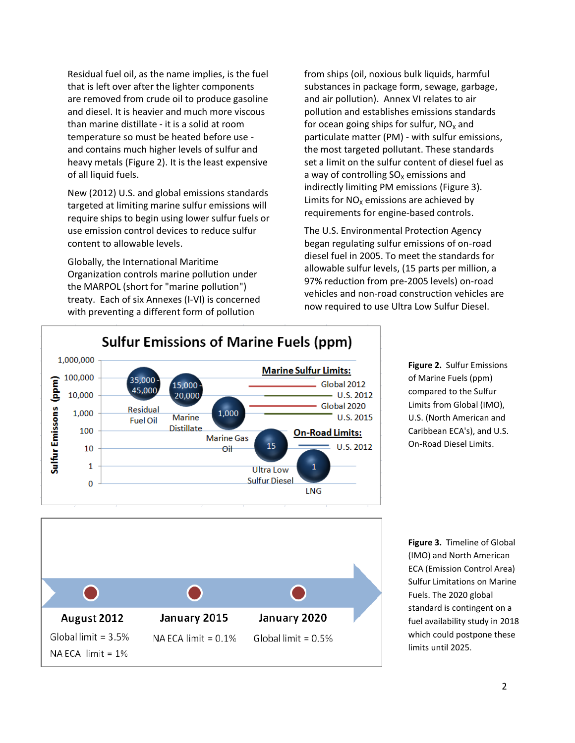Residual fuel oil, as the name implies, is the fuel that is left over after the lighter components are removed from crude oil to produce gasoline and diesel. It is heavier and much more viscous than marine distillate - it is a solid at room temperature so must be heated before use - and contains much higher levels of sulfur and heavy metals (Figure 2). It is the least expensive of all liquid fuels.

New (2012) U.S. and global emissions standards targeted at limiting marine sulfur emissions will require ships to begin using lower sulfur fuels or use emission control devices to reduce sulfur content to allowable levels.

Globally, the International Maritime Organization controls marine pollution under the MARPOL (short for "marine pollution") treaty. Each of six Annexes (I-VI) is concerned with preventing a different form of pollution from ships (oil, noxious bulk liquids, harmful substances in package form, sewage, garbage, and air pollution). Annex VI relates to air pollution and establishes emissions standards for ocean going ships for sulfur, $NO_X$ and particulate matter (PM) - with sulfur emissions, the most targeted pollutant. These standards set a limit on the sulfur content of diesel fuel as a way of controlling $SO_X$ emissions and indirectly limiting PM emissions (Figure 3). Limits for $NO_X$ emissions are achieved by requirements for engine-based controls.

The U.S. Environmental Protection Agency began regulating sulfur emissions of on-road diesel fuel in 2005. To meet the standards for allowable sulfur levels, (15 parts per million, a 97% reduction from pre-2005 levels) on-road vehicles and non-road construction vehicles are now required to use Ultra Low Sulfur Diesel.

**Sulfur Emissions of Marine Fuels (ppm)**

| Fuel | Sulfur Emissions (ppm) |
|---|---|
| Residual Fuel Oil | 35,000 - 45,000 |
| Marine Distillate | 15,000 - 20,000 |
| Marine Gas Oil | 1,000 |
| Ultra Low Sulfur Diesel | 15 |
| LNG | 1 |

Marine Sulfur Limits: Global 2012; U.S. 2012; Global 2020; U.S. 2015

On-Road Limits: U.S. 2012

**Figure 2.** Sulfur Emissions of Marine Fuels (ppm) compared to the Sulfur Limits from Global (IMO), U.S. (North American and Caribbean ECA's), and U.S. On-Road Diesel Limits.

| August 2012 | January 2015 | January 2020 |
|---|---|---|
| Global limit = 3.5%<br>NA ECA limit = 1% | NA ECA limit = 0.1% | Global limit = 0.5% |

**Figure 3.** Timeline of Global (IMO) and North American ECA (Emission Control Area) Sulfur Limitations on Marine Fuels. The 2020 global standard is contingent on a fuel availability study in 2018 which could postpone these limits until 2025.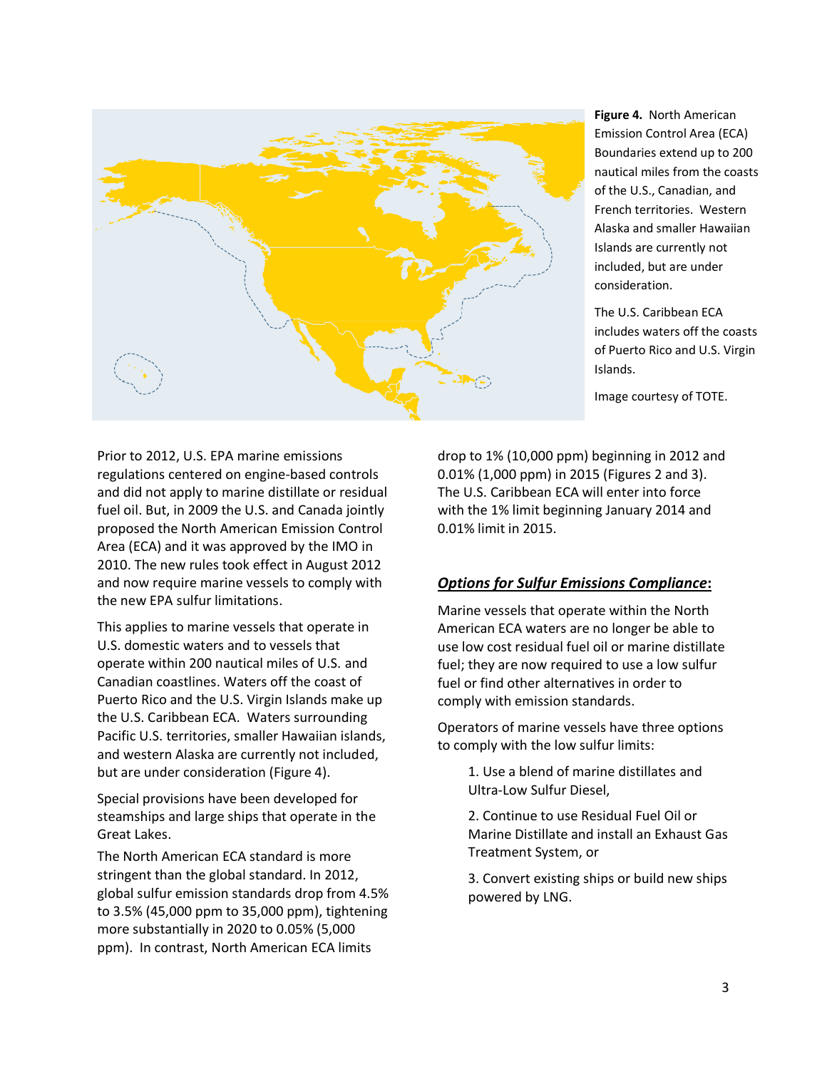**Figure 4.** North American Emission Control Area (ECA) Boundaries extend up to 200 nautical miles from the coasts of the U.S., Canadian, and French territories. Western Alaska and smaller Hawaiian Islands are currently not included, but are under consideration.

The U.S. Caribbean ECA includes waters off the coasts of Puerto Rico and U.S. Virgin Islands.

Image courtesy of TOTE.

Prior to 2012, U.S. EPA marine emissions regulations centered on engine-based controls and did not apply to marine distillate or residual fuel oil. But, in 2009 the U.S. and Canada jointly proposed the North American Emission Control Area (ECA) and it was approved by the IMO in 2010. The new rules took effect in August 2012 and now require marine vessels to comply with the new EPA sulfur limitations.

This applies to marine vessels that operate in U.S. domestic waters and to vessels that operate within 200 nautical miles of U.S. and Canadian coastlines. Waters off the coast of Puerto Rico and the U.S. Virgin Islands make up the U.S. Caribbean ECA. Waters surrounding Pacific U.S. territories, smaller Hawaiian islands, and western Alaska are currently not included, but are under consideration (Figure 4).

Special provisions have been developed for steamships and large ships that operate in the Great Lakes.

The North American ECA standard is more stringent than the global standard. In 2012, global sulfur emission standards drop from 4.5% to 3.5% (45,000 ppm to 35,000 ppm), tightening more substantially in 2020 to 0.05% (5,000 ppm). In contrast, North American ECA limits drop to 1% (10,000 ppm) beginning in 2012 and 0.01% (1,000 ppm) in 2015 (Figures 2 and 3). The U.S. Caribbean ECA will enter into force with the 1% limit beginning January 2014 and 0.01% limit in 2015.

## ***Options for Sulfur Emissions Compliance*:**

Marine vessels that operate within the North American ECA waters are no longer be able to use low cost residual fuel oil or marine distillate fuel; they are now required to use a low sulfur fuel or find other alternatives in order to comply with emission standards.

Operators of marine vessels have three options to comply with the low sulfur limits:

1. Use a blend of marine distillates and Ultra-Low Sulfur Diesel,
2. Continue to use Residual Fuel Oil or Marine Distillate and install an Exhaust Gas Treatment System, or
3. Convert existing ships or build new ships powered by LNG.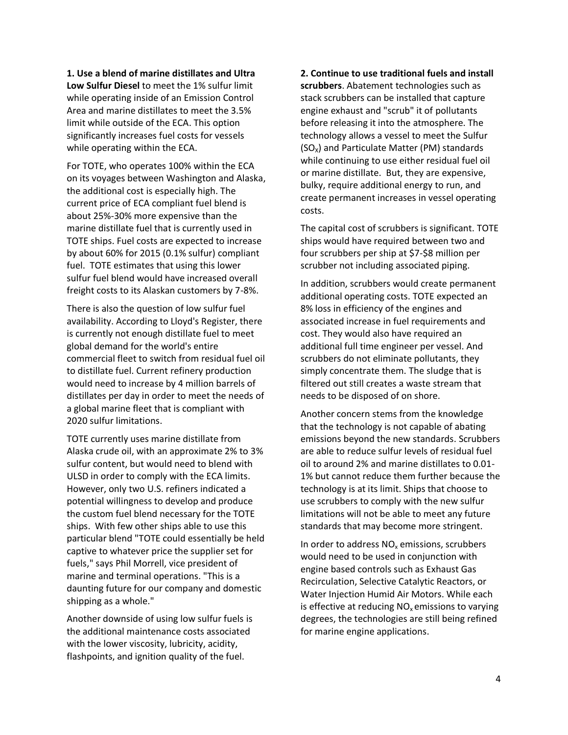**1. Use a blend of marine distillates and Ultra Low Sulfur Diesel** to meet the 1% sulfur limit while operating inside of an Emission Control Area and marine distillates to meet the 3.5% limit while outside of the ECA. This option significantly increases fuel costs for vessels while operating within the ECA.

For TOTE, who operates 100% within the ECA on its voyages between Washington and Alaska, the additional cost is especially high. The current price of ECA compliant fuel blend is about 25%-30% more expensive than the marine distillate fuel that is currently used in TOTE ships. Fuel costs are expected to increase by about 60% for 2015 (0.1% sulfur) compliant fuel. TOTE estimates that using this lower sulfur fuel blend would have increased overall freight costs to its Alaskan customers by 7-8%.

There is also the question of low sulfur fuel availability. According to Lloyd's Register, there is currently not enough distillate fuel to meet global demand for the world's entire commercial fleet to switch from residual fuel oil to distillate fuel. Current refinery production would need to increase by 4 million barrels of distillates per day in order to meet the needs of a global marine fleet that is compliant with 2020 sulfur limitations.

TOTE currently uses marine distillate from Alaska crude oil, with an approximate 2% to 3% sulfur content, but would need to blend with ULSD in order to comply with the ECA limits. However, only two U.S. refiners indicated a potential willingness to develop and produce the custom fuel blend necessary for the TOTE ships. With few other ships able to use this particular blend "TOTE could essentially be held captive to whatever price the supplier set for fuels," says Phil Morrell, vice president of marine and terminal operations. "This is a daunting future for our company and domestic shipping as a whole."

Another downside of using low sulfur fuels is the additional maintenance costs associated with the lower viscosity, lubricity, acidity, flashpoints, and ignition quality of the fuel.

**2. Continue to use traditional fuels and install scrubbers**. Abatement technologies such as stack scrubbers can be installed that capture engine exhaust and "scrub" it of pollutants before releasing it into the atmosphere. The technology allows a vessel to meet the Sulfur ($SO_X$) and Particulate Matter (PM) standards while continuing to use either residual fuel oil or marine distillate. But, they are expensive, bulky, require additional energy to run, and create permanent increases in vessel operating costs.

The capital cost of scrubbers is significant. TOTE ships would have required between two and four scrubbers per ship at $7-$8 million per scrubber not including associated piping.

In addition, scrubbers would create permanent additional operating costs. TOTE expected an 8% loss in efficiency of the engines and associated increase in fuel requirements and cost. They would also have required an additional full time engineer per vessel. And scrubbers do not eliminate pollutants, they simply concentrate them. The sludge that is filtered out still creates a waste stream that needs to be disposed of on shore.

Another concern stems from the knowledge that the technology is not capable of abating emissions beyond the new standards. Scrubbers are able to reduce sulfur levels of residual fuel oil to around 2% and marine distillates to 0.01-1% but cannot reduce them further because the technology is at its limit. Ships that choose to use scrubbers to comply with the new sulfur limitations will not be able to meet any future standards that may become more stringent.

In order to address $NO_x$ emissions, scrubbers would need to be used in conjunction with engine based controls such as Exhaust Gas Recirculation, Selective Catalytic Reactors, or Water Injection Humid Air Motors. While each is effective at reducing $NO_x$ emissions to varying degrees, the technologies are still being refined for marine engine applications.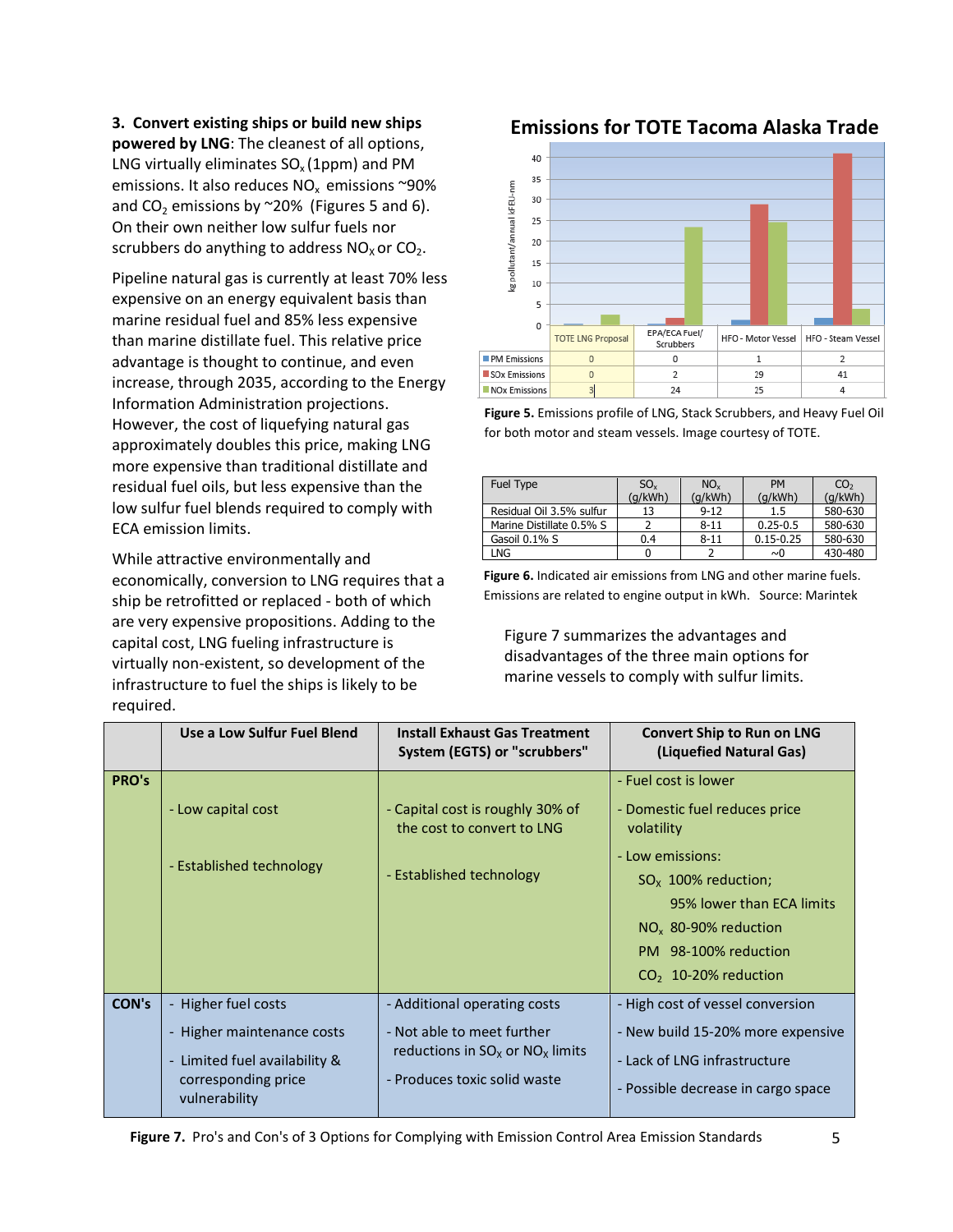**3. Convert existing ships or build new ships powered by LNG**: The cleanest of all options, LNG virtually eliminates $SO_x$ (1ppm) and PM emissions. It also reduces $NO_x$ emissions ~90% and $CO_2$ emissions by ~20% (Figures 5 and 6). On their own neither low sulfur fuels nor scrubbers do anything to address $NO_x$ or $CO_2$.

Pipeline natural gas is currently at least 70% less expensive on an energy equivalent basis than marine residual fuel and 85% less expensive than marine distillate fuel. This relative price advantage is thought to continue, and even increase, through 2035, according to the Energy Information Administration projections. However, the cost of liquefying natural gas approximately doubles this price, making LNG more expensive than traditional distillate and residual fuel oils, but less expensive than the low sulfur fuel blends required to comply with ECA emission limits.

While attractive environmentally and economically, conversion to LNG requires that a ship be retrofitted or replaced - both of which are very expensive propositions. Adding to the capital cost, LNG fueling infrastructure is virtually non-existent, so development of the infrastructure to fuel the ships is likely to be required.

**Emissions for TOTE Tacoma Alaska Trade**

(kg pollutant/annual kFEU-nm)

| | TOTE LNG Proposal | EPA/ECA Fuel/ Scrubbers | HFO - Motor Vessel | HFO - Steam Vessel |
|---|---|---|---|---|
| PM Emissions | 0 | 0 | 1 | 2 |
| SOx Emissions | 0 | 2 | 29 | 41 |
| NOx Emissions | 3 | 24 | 25 | 4 |

**Figure 5.** Emissions profile of LNG, Stack Scrubbers, and Heavy Fuel Oil for both motor and steam vessels. Image courtesy of TOTE.

| Fuel Type | $SO_x$ (g/kWh) | $NO_x$ (g/kWh) | PM (g/kWh) | $CO_2$ (g/kWh) |
|---|---|---|---|---|
| Residual Oil 3.5% sulfur | 13 | 9-12 | 1.5 | 580-630 |
| Marine Distillate 0.5% S | 2 | 8-11 | 0.25-0.5 | 580-630 |
| Gasoil 0.1% S | 0.4 | 8-11 | 0.15-0.25 | 580-630 |
| LNG | 0 | 2 | ~0 | 430-480 |

**Figure 6.** Indicated air emissions from LNG and other marine fuels. Emissions are related to engine output in kWh. Source: Marintek

Figure 7 summarizes the advantages and disadvantages of the three main options for marine vessels to comply with sulfur limits.

| | Use a Low Sulfur Fuel Blend | Install Exhaust Gas Treatment System (EGTS) or "scrubbers" | Convert Ship to Run on LNG (Liquefied Natural Gas) |
|---|---|---|---|
| **PRO's** | - Low capital cost<br>- Established technology | - Capital cost is roughly 30% of the cost to convert to LNG<br>- Established technology | - Fuel cost is lower<br>- Domestic fuel reduces price volatility<br>- Low emissions:<br>$SO_x$ 100% reduction; 95% lower than ECA limits<br>$NO_x$ 80-90% reduction<br>PM 98-100% reduction<br>$CO_2$ 10-20% reduction |
| **CON's** | - Higher fuel costs<br>- Higher maintenance costs<br>- Limited fuel availability & corresponding price vulnerability | - Additional operating costs<br>- Not able to meet further reductions in $SO_x$ or $NO_x$ limits<br>- Produces toxic solid waste | - High cost of vessel conversion<br>- New build 15-20% more expensive<br>- Lack of LNG infrastructure<br>- Possible decrease in cargo space |

**Figure 7.** Pro's and Con's of 3 Options for Complying with Emission Control Area Emission Standards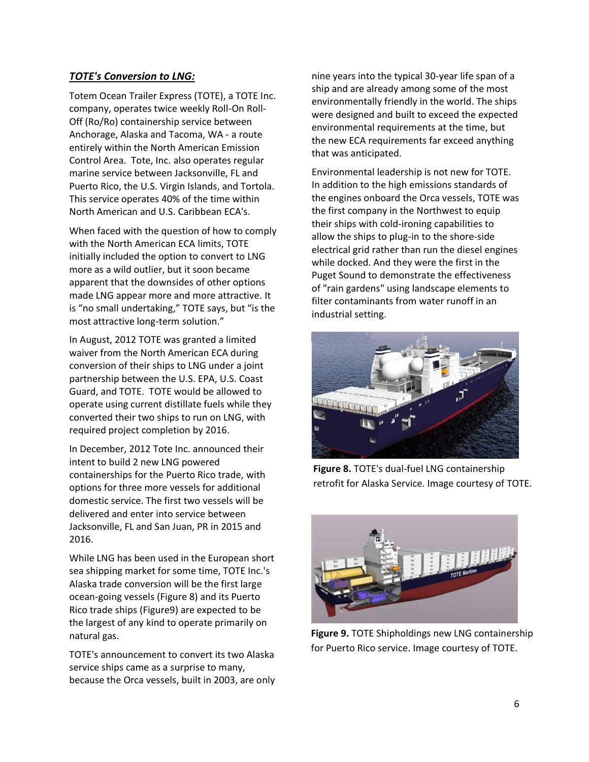### ***TOTE's Conversion to LNG:***

Totem Ocean Trailer Express (TOTE), a TOTE Inc. company, operates twice weekly Roll-On Roll-Off (Ro/Ro) containership service between Anchorage, Alaska and Tacoma, WA - a route entirely within the North American Emission Control Area. Tote, Inc. also operates regular marine service between Jacksonville, FL and Puerto Rico, the U.S. Virgin Islands, and Tortola. This service operates 40% of the time within North American and U.S. Caribbean ECA's.

When faced with the question of how to comply with the North American ECA limits, TOTE initially included the option to convert to LNG more as a wild outlier, but it soon became apparent that the downsides of other options made LNG appear more and more attractive. It is "no small undertaking," TOTE says, but "is the most attractive long-term solution."

In August, 2012 TOTE was granted a limited waiver from the North American ECA during conversion of their ships to LNG under a joint partnership between the U.S. EPA, U.S. Coast Guard, and TOTE. TOTE would be allowed to operate using current distillate fuels while they converted their two ships to run on LNG, with required project completion by 2016.

In December, 2012 Tote Inc. announced their intent to build 2 new LNG powered containerships for the Puerto Rico trade, with options for three more vessels for additional domestic service. The first two vessels will be delivered and enter into service between Jacksonville, FL and San Juan, PR in 2015 and 2016.

While LNG has been used in the European short sea shipping market for some time, TOTE Inc.'s Alaska trade conversion will be the first large ocean-going vessels (Figure 8) and its Puerto Rico trade ships (Figure9) are expected to be the largest of any kind to operate primarily on natural gas.

TOTE's announcement to convert its two Alaska service ships came as a surprise to many, because the Orca vessels, built in 2003, are only nine years into the typical 30-year life span of a ship and are already among some of the most environmentally friendly in the world. The ships were designed and built to exceed the expected environmental requirements at the time, but the new ECA requirements far exceed anything that was anticipated.

Environmental leadership is not new for TOTE. In addition to the high emissions standards of the engines onboard the Orca vessels, TOTE was the first company in the Northwest to equip their ships with cold-ironing capabilities to allow the ships to plug-in to the shore-side electrical grid rather than run the diesel engines while docked. And they were the first in the Puget Sound to demonstrate the effectiveness of "rain gardens" using landscape elements to filter contaminants from water runoff in an industrial setting.

**Figure 8.** TOTE's dual-fuel LNG containership retrofit for Alaska Service. Image courtesy of TOTE.

**Figure 9.** TOTE Shipholdings new LNG containership for Puerto Rico service. Image courtesy of TOTE.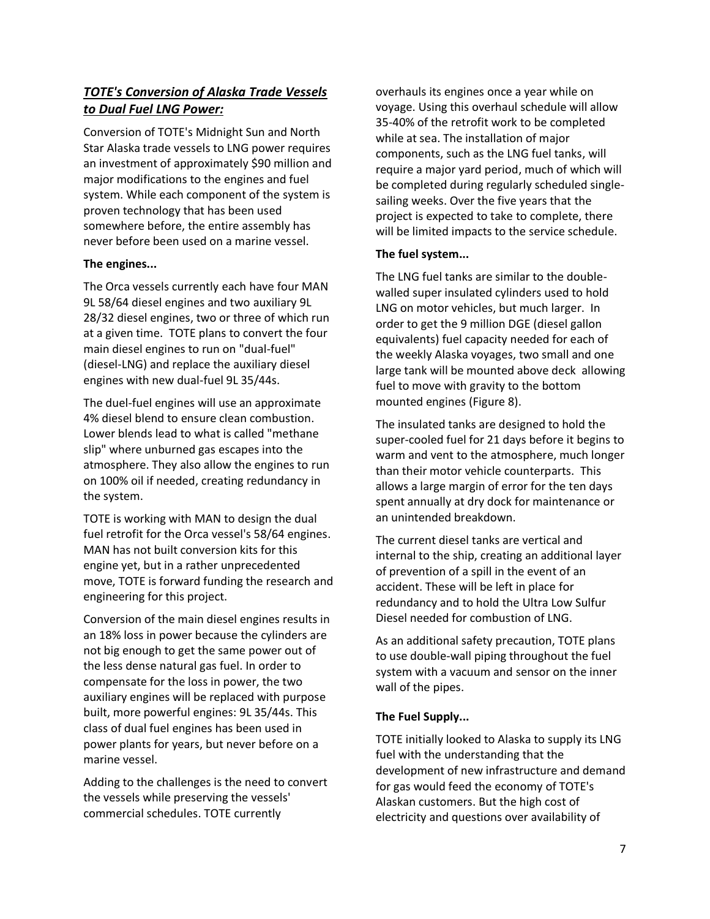## ***TOTE's Conversion of Alaska Trade Vessels to Dual Fuel LNG Power:***

Conversion of TOTE's Midnight Sun and North Star Alaska trade vessels to LNG power requires an investment of approximately $90 million and major modifications to the engines and fuel system. While each component of the system is proven technology that has been used somewhere before, the entire assembly has never before been used on a marine vessel.

**The engines...**

The Orca vessels currently each have four MAN 9L 58/64 diesel engines and two auxiliary 9L 28/32 diesel engines, two or three of which run at a given time. TOTE plans to convert the four main diesel engines to run on "dual-fuel" (diesel-LNG) and replace the auxiliary diesel engines with new dual-fuel 9L 35/44s.

The duel-fuel engines will use an approximate 4% diesel blend to ensure clean combustion. Lower blends lead to what is called "methane slip" where unburned gas escapes into the atmosphere. They also allow the engines to run on 100% oil if needed, creating redundancy in the system.

TOTE is working with MAN to design the dual fuel retrofit for the Orca vessel's 58/64 engines. MAN has not built conversion kits for this engine yet, but in a rather unprecedented move, TOTE is forward funding the research and engineering for this project.

Conversion of the main diesel engines results in an 18% loss in power because the cylinders are not big enough to get the same power out of the less dense natural gas fuel. In order to compensate for the loss in power, the two auxiliary engines will be replaced with purpose built, more powerful engines: 9L 35/44s. This class of dual fuel engines has been used in power plants for years, but never before on a marine vessel.

Adding to the challenges is the need to convert the vessels while preserving the vessels' commercial schedules. TOTE currently overhauls its engines once a year while on voyage. Using this overhaul schedule will allow 35-40% of the retrofit work to be completed while at sea. The installation of major components, such as the LNG fuel tanks, will require a major yard period, much of which will be completed during regularly scheduled single-sailing weeks. Over the five years that the project is expected to take to complete, there will be limited impacts to the service schedule.

**The fuel system...**

The LNG fuel tanks are similar to the double-walled super insulated cylinders used to hold LNG on motor vehicles, but much larger. In order to get the 9 million DGE (diesel gallon equivalents) fuel capacity needed for each of the weekly Alaska voyages, two small and one large tank will be mounted above deck allowing fuel to move with gravity to the bottom mounted engines (Figure 8).

The insulated tanks are designed to hold the super-cooled fuel for 21 days before it begins to warm and vent to the atmosphere, much longer than their motor vehicle counterparts. This allows a large margin of error for the ten days spent annually at dry dock for maintenance or an unintended breakdown.

The current diesel tanks are vertical and internal to the ship, creating an additional layer of prevention of a spill in the event of an accident. These will be left in place for redundancy and to hold the Ultra Low Sulfur Diesel needed for combustion of LNG.

As an additional safety precaution, TOTE plans to use double-wall piping throughout the fuel system with a vacuum and sensor on the inner wall of the pipes.

**The Fuel Supply...**

TOTE initially looked to Alaska to supply its LNG fuel with the understanding that the development of new infrastructure and demand for gas would feed the economy of TOTE's Alaskan customers. But the high cost of electricity and questions over availability of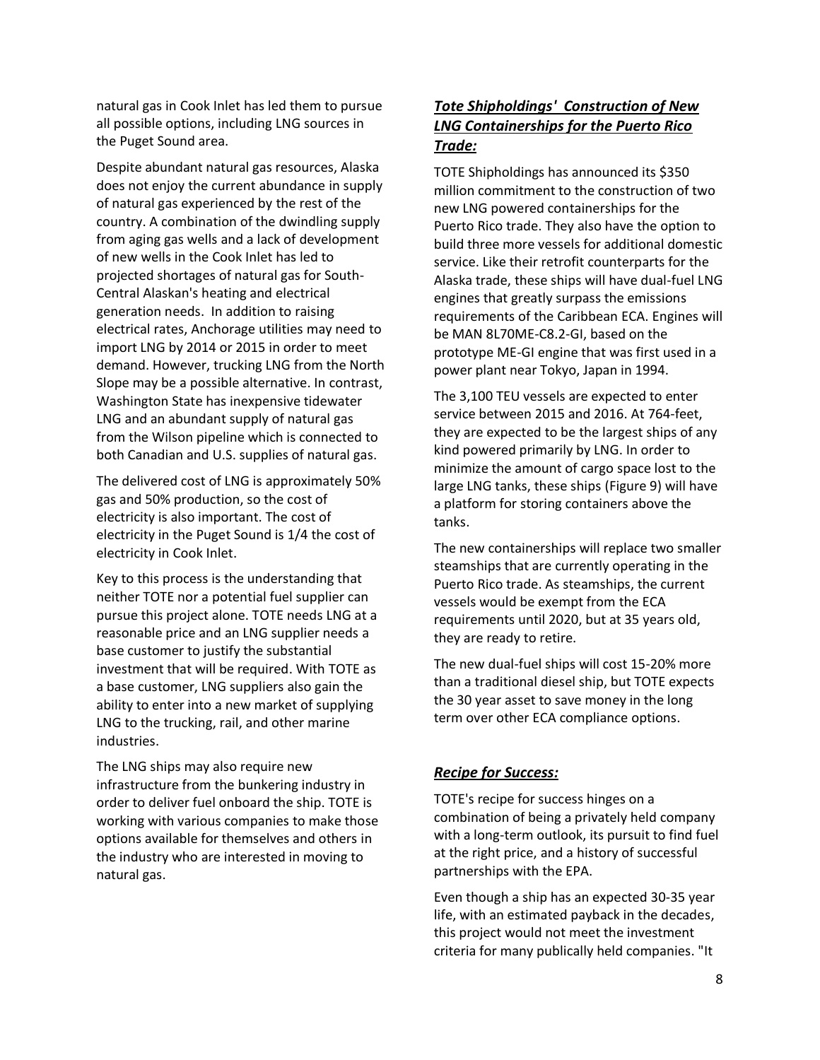natural gas in Cook Inlet has led them to pursue all possible options, including LNG sources in the Puget Sound area.

Despite abundant natural gas resources, Alaska does not enjoy the current abundance in supply of natural gas experienced by the rest of the country. A combination of the dwindling supply from aging gas wells and a lack of development of new wells in the Cook Inlet has led to projected shortages of natural gas for South-Central Alaskan's heating and electrical generation needs. In addition to raising electrical rates, Anchorage utilities may need to import LNG by 2014 or 2015 in order to meet demand. However, trucking LNG from the North Slope may be a possible alternative. In contrast, Washington State has inexpensive tidewater LNG and an abundant supply of natural gas from the Wilson pipeline which is connected to both Canadian and U.S. supplies of natural gas.

The delivered cost of LNG is approximately 50% gas and 50% production, so the cost of electricity is also important. The cost of electricity in the Puget Sound is 1/4 the cost of electricity in Cook Inlet.

Key to this process is the understanding that neither TOTE nor a potential fuel supplier can pursue this project alone. TOTE needs LNG at a reasonable price and an LNG supplier needs a base customer to justify the substantial investment that will be required. With TOTE as a base customer, LNG suppliers also gain the ability to enter into a new market of supplying LNG to the trucking, rail, and other marine industries.

The LNG ships may also require new infrastructure from the bunkering industry in order to deliver fuel onboard the ship. TOTE is working with various companies to make those options available for themselves and others in the industry who are interested in moving to natural gas.

### ***Tote Shipholdings' Construction of New LNG Containerships for the Puerto Rico Trade:***

TOTE Shipholdings has announced its $350 million commitment to the construction of two new LNG powered containerships for the Puerto Rico trade. They also have the option to build three more vessels for additional domestic service. Like their retrofit counterparts for the Alaska trade, these ships will have dual-fuel LNG engines that greatly surpass the emissions requirements of the Caribbean ECA. Engines will be MAN 8L70ME-C8.2-GI, based on the prototype ME-GI engine that was first used in a power plant near Tokyo, Japan in 1994.

The 3,100 TEU vessels are expected to enter service between 2015 and 2016. At 764-feet, they are expected to be the largest ships of any kind powered primarily by LNG. In order to minimize the amount of cargo space lost to the large LNG tanks, these ships (Figure 9) will have a platform for storing containers above the tanks.

The new containerships will replace two smaller steamships that are currently operating in the Puerto Rico trade. As steamships, the current vessels would be exempt from the ECA requirements until 2020, but at 35 years old, they are ready to retire.

The new dual-fuel ships will cost 15-20% more than a traditional diesel ship, but TOTE expects the 30 year asset to save money in the long term over other ECA compliance options.

### ***Recipe for Success:***

TOTE's recipe for success hinges on a combination of being a privately held company with a long-term outlook, its pursuit to find fuel at the right price, and a history of successful partnerships with the EPA.

Even though a ship has an expected 30-35 year life, with an estimated payback in the decades, this project would not meet the investment criteria for many publically held companies. "It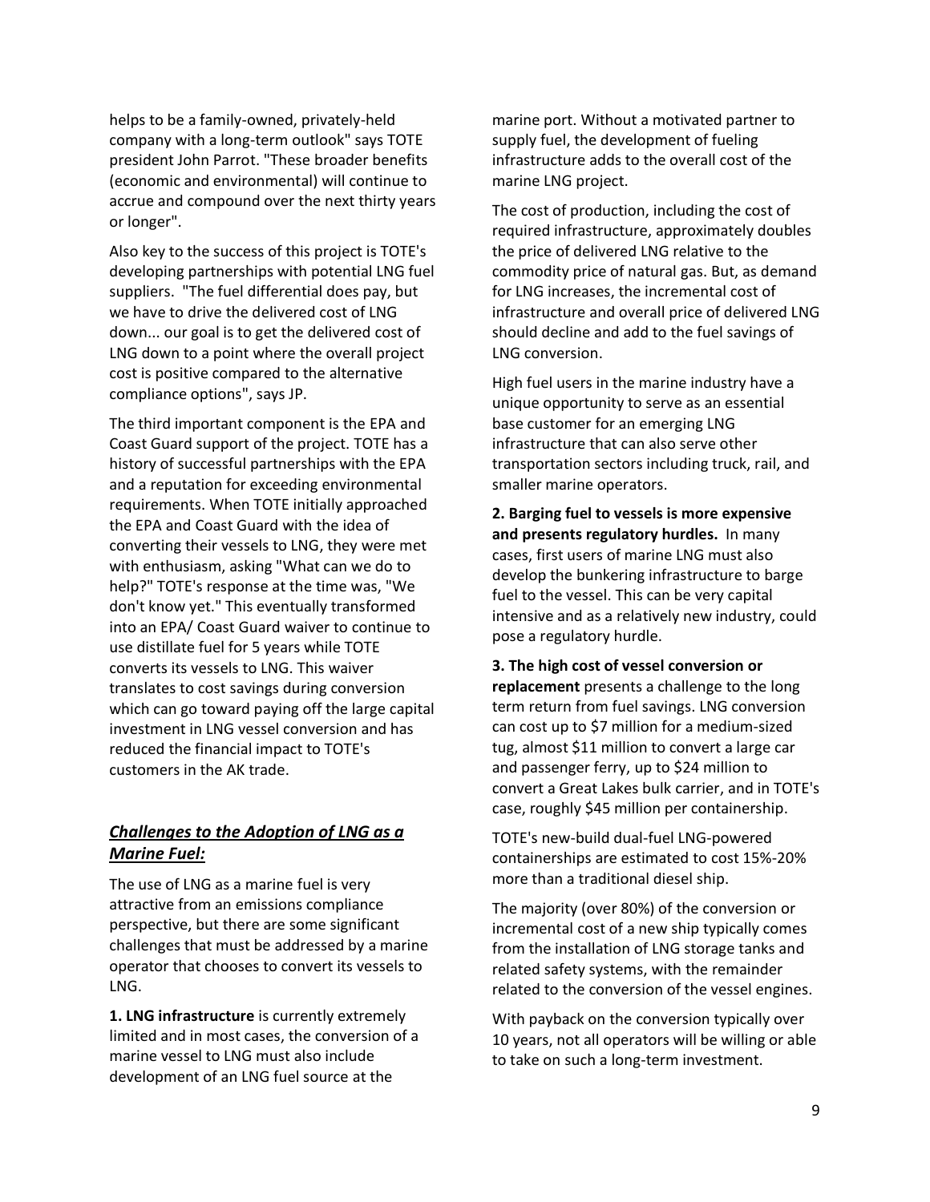helps to be a family-owned, privately-held company with a long-term outlook" says TOTE president John Parrot. "These broader benefits (economic and environmental) will continue to accrue and compound over the next thirty years or longer".

Also key to the success of this project is TOTE's developing partnerships with potential LNG fuel suppliers. "The fuel differential does pay, but we have to drive the delivered cost of LNG down... our goal is to get the delivered cost of LNG down to a point where the overall project cost is positive compared to the alternative compliance options", says JP.

The third important component is the EPA and Coast Guard support of the project. TOTE has a history of successful partnerships with the EPA and a reputation for exceeding environmental requirements. When TOTE initially approached the EPA and Coast Guard with the idea of converting their vessels to LNG, they were met with enthusiasm, asking "What can we do to help?" TOTE's response at the time was, "We don't know yet." This eventually transformed into an EPA/ Coast Guard waiver to continue to use distillate fuel for 5 years while TOTE converts its vessels to LNG. This waiver translates to cost savings during conversion which can go toward paying off the large capital investment in LNG vessel conversion and has reduced the financial impact to TOTE's customers in the AK trade.

## ***Challenges to the Adoption of LNG as a Marine Fuel:***

The use of LNG as a marine fuel is very attractive from an emissions compliance perspective, but there are some significant challenges that must be addressed by a marine operator that chooses to convert its vessels to LNG.

**1. LNG infrastructure** is currently extremely limited and in most cases, the conversion of a marine vessel to LNG must also include development of an LNG fuel source at the marine port. Without a motivated partner to supply fuel, the development of fueling infrastructure adds to the overall cost of the marine LNG project.

The cost of production, including the cost of required infrastructure, approximately doubles the price of delivered LNG relative to the commodity price of natural gas. But, as demand for LNG increases, the incremental cost of infrastructure and overall price of delivered LNG should decline and add to the fuel savings of LNG conversion.

High fuel users in the marine industry have a unique opportunity to serve as an essential base customer for an emerging LNG infrastructure that can also serve other transportation sectors including truck, rail, and smaller marine operators.

**2. Barging fuel to vessels is more expensive and presents regulatory hurdles.** In many cases, first users of marine LNG must also develop the bunkering infrastructure to barge fuel to the vessel. This can be very capital intensive and as a relatively new industry, could pose a regulatory hurdle.

**3. The high cost of vessel conversion or replacement** presents a challenge to the long term return from fuel savings. LNG conversion can cost up to \$7 million for a medium-sized tug, almost \$11 million to convert a large car and passenger ferry, up to \$24 million to convert a Great Lakes bulk carrier, and in TOTE's case, roughly \$45 million per containership.

TOTE's new-build dual-fuel LNG-powered containerships are estimated to cost 15%-20% more than a traditional diesel ship.

The majority (over 80%) of the conversion or incremental cost of a new ship typically comes from the installation of LNG storage tanks and related safety systems, with the remainder related to the conversion of the vessel engines.

With payback on the conversion typically over 10 years, not all operators will be willing or able to take on such a long-term investment.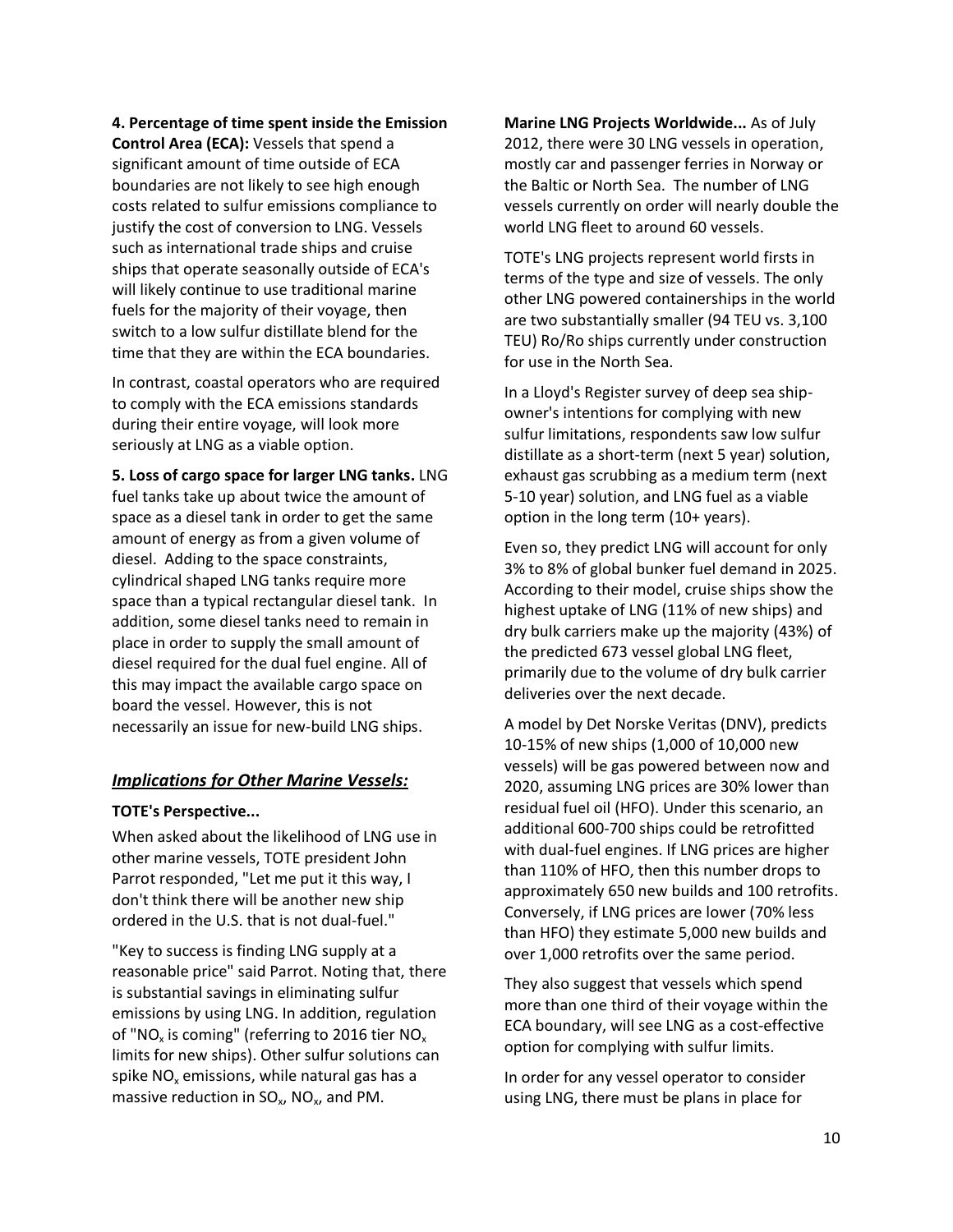**4. Percentage of time spent inside the Emission Control Area (ECA):** Vessels that spend a significant amount of time outside of ECA boundaries are not likely to see high enough costs related to sulfur emissions compliance to justify the cost of conversion to LNG. Vessels such as international trade ships and cruise ships that operate seasonally outside of ECA's will likely continue to use traditional marine fuels for the majority of their voyage, then switch to a low sulfur distillate blend for the time that they are within the ECA boundaries.

In contrast, coastal operators who are required to comply with the ECA emissions standards during their entire voyage, will look more seriously at LNG as a viable option.

**5. Loss of cargo space for larger LNG tanks.** LNG fuel tanks take up about twice the amount of space as a diesel tank in order to get the same amount of energy as from a given volume of diesel. Adding to the space constraints, cylindrical shaped LNG tanks require more space than a typical rectangular diesel tank. In addition, some diesel tanks need to remain in place in order to supply the small amount of diesel required for the dual fuel engine. All of this may impact the available cargo space on board the vessel. However, this is not necessarily an issue for new-build LNG ships.

## ***Implications for Other Marine Vessels:***

**TOTE's Perspective...**

When asked about the likelihood of LNG use in other marine vessels, TOTE president John Parrot responded, "Let me put it this way, I don't think there will be another new ship ordered in the U.S. that is not dual-fuel."

"Key to success is finding LNG supply at a reasonable price" said Parrot. Noting that, there is substantial savings in eliminating sulfur emissions by using LNG. In addition, regulation of "$NO_x$ is coming" (referring to 2016 tier $NO_x$ limits for new ships). Other sulfur solutions can spike $NO_x$ emissions, while natural gas has a massive reduction in $SO_x$, $NO_x$, and PM.

**Marine LNG Projects Worldwide...** As of July 2012, there were 30 LNG vessels in operation, mostly car and passenger ferries in Norway or the Baltic or North Sea. The number of LNG vessels currently on order will nearly double the world LNG fleet to around 60 vessels.

TOTE's LNG projects represent world firsts in terms of the type and size of vessels. The only other LNG powered containerships in the world are two substantially smaller (94 TEU vs. 3,100 TEU) Ro/Ro ships currently under construction for use in the North Sea.

In a Lloyd's Register survey of deep sea ship-owner's intentions for complying with new sulfur limitations, respondents saw low sulfur distillate as a short-term (next 5 year) solution, exhaust gas scrubbing as a medium term (next 5-10 year) solution, and LNG fuel as a viable option in the long term (10+ years).

Even so, they predict LNG will account for only 3% to 8% of global bunker fuel demand in 2025. According to their model, cruise ships show the highest uptake of LNG (11% of new ships) and dry bulk carriers make up the majority (43%) of the predicted 673 vessel global LNG fleet, primarily due to the volume of dry bulk carrier deliveries over the next decade.

A model by Det Norske Veritas (DNV), predicts 10-15% of new ships (1,000 of 10,000 new vessels) will be gas powered between now and 2020, assuming LNG prices are 30% lower than residual fuel oil (HFO). Under this scenario, an additional 600-700 ships could be retrofitted with dual-fuel engines. If LNG prices are higher than 110% of HFO, then this number drops to approximately 650 new builds and 100 retrofits. Conversely, if LNG prices are lower (70% less than HFO) they estimate 5,000 new builds and over 1,000 retrofits over the same period.

They also suggest that vessels which spend more than one third of their voyage within the ECA boundary, will see LNG as a cost-effective option for complying with sulfur limits.

In order for any vessel operator to consider using LNG, there must be plans in place for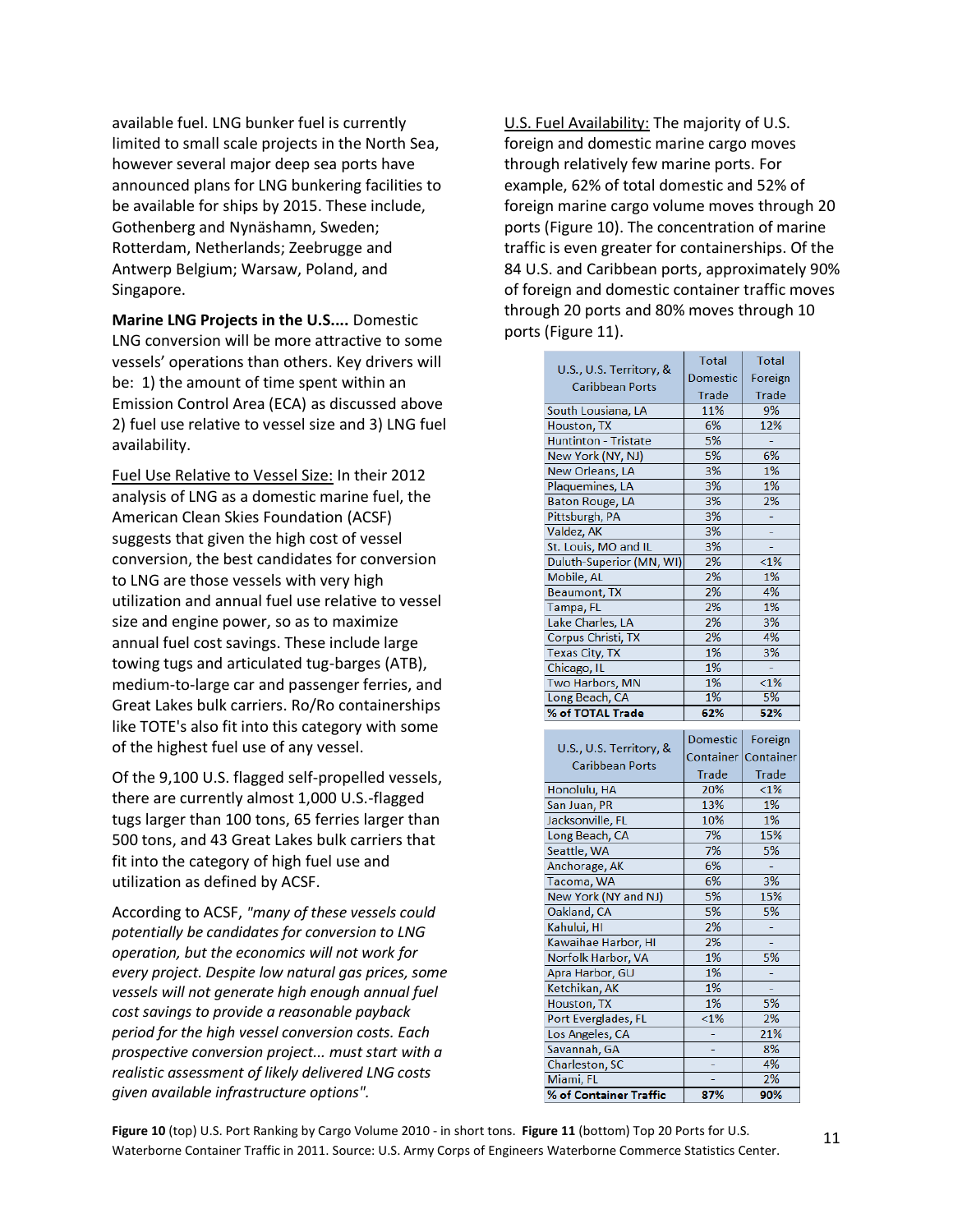available fuel. LNG bunker fuel is currently limited to small scale projects in the North Sea, however several major deep sea ports have announced plans for LNG bunkering facilities to be available for ships by 2015. These include, Gothenberg and Nynäshamn, Sweden; Rotterdam, Netherlands; Zeebrugge and Antwerp Belgium; Warsaw, Poland, and Singapore.

**Marine LNG Projects in the U.S....** Domestic LNG conversion will be more attractive to some vessels' operations than others. Key drivers will be: 1) the amount of time spent within an Emission Control Area (ECA) as discussed above 2) fuel use relative to vessel size and 3) LNG fuel availability.

Fuel Use Relative to Vessel Size: In their 2012 analysis of LNG as a domestic marine fuel, the American Clean Skies Foundation (ACSF) suggests that given the high cost of vessel conversion, the best candidates for conversion to LNG are those vessels with very high utilization and annual fuel use relative to vessel size and engine power, so as to maximize annual fuel cost savings. These include large towing tugs and articulated tug-barges (ATB), medium-to-large car and passenger ferries, and Great Lakes bulk carriers. Ro/Ro containerships like TOTE's also fit into this category with some of the highest fuel use of any vessel.

Of the 9,100 U.S. flagged self-propelled vessels, there are currently almost 1,000 U.S.-flagged tugs larger than 100 tons, 65 ferries larger than 500 tons, and 43 Great Lakes bulk carriers that fit into the category of high fuel use and utilization as defined by ACSF.

According to ACSF, *"many of these vessels could potentially be candidates for conversion to LNG operation, but the economics will not work for every project. Despite low natural gas prices, some vessels will not generate high enough annual fuel cost savings to provide a reasonable payback period for the high vessel conversion costs. Each prospective conversion project... must start with a realistic assessment of likely delivered LNG costs given available infrastructure options".*

U.S. Fuel Availability: The majority of U.S. foreign and domestic marine cargo moves through relatively few marine ports. For example, 62% of total domestic and 52% of foreign marine cargo volume moves through 20 ports (Figure 10). The concentration of marine traffic is even greater for containerships. Of the 84 U.S. and Caribbean ports, approximately 90% of foreign and domestic container traffic moves through 20 ports and 80% moves through 10 ports (Figure 11).

| U.S., U.S. Territory, & Caribbean Ports | Total Domestic Trade | Total Foreign Trade |
|---|---|---|
| South Lousiana, LA | 11% | 9% |
| Houston, TX | 6% | 12% |
| Huntinton - Tristate | 5% | - |
| New York (NY, NJ) | 5% | 6% |
| New Orleans, LA | 3% | 1% |
| Plaquemines, LA | 3% | 1% |
| Baton Rouge, LA | 3% | 2% |
| Pittsburgh, PA | 3% | - |
| Valdez, AK | 3% | - |
| St. Louis, MO and IL | 3% | - |
| Duluth-Superior (MN, WI) | 2% | <1% |
| Mobile, AL | 2% | 1% |
| Beaumont, TX | 2% | 4% |
| Tampa, FL | 2% | 1% |
| Lake Charles, LA | 2% | 3% |
| Corpus Christi, TX | 2% | 4% |
| Texas City, TX | 1% | 3% |
| Chicago, IL | 1% | - |
| Two Harbors, MN | 1% | <1% |
| Long Beach, CA | 1% | 5% |
| **% of TOTAL Trade** | **62%** | **52%** |

| U.S., U.S. Territory, & Caribbean Ports | Domestic Container Trade | Foreign Container Trade |
|---|---|---|
| Honolulu, HA | 20% | <1% |
| San Juan, PR | 13% | 1% |
| Jacksonville, FL | 10% | 1% |
| Long Beach, CA | 7% | 15% |
| Seattle, WA | 7% | 5% |
| Anchorage, AK | 6% | - |
| Tacoma, WA | 6% | 3% |
| New York (NY and NJ) | 5% | 15% |
| Oakland, CA | 5% | 5% |
| Kahului, HI | 2% | - |
| Kawaihae Harbor, HI | 2% | - |
| Norfolk Harbor, VA | 1% | 5% |
| Apra Harbor, GU | 1% | - |
| Ketchikan, AK | 1% | - |
| Houston, TX | 1% | 5% |
| Port Everglades, FL | <1% | 2% |
| Los Angeles, CA | - | 21% |
| Savannah, GA | - | 8% |
| Charleston, SC | - | 4% |
| Miami, FL | - | 2% |
| **% of Container Traffic** | **87%** | **90%** |

**Figure 10** (top) U.S. Port Ranking by Cargo Volume 2010 - in short tons. **Figure 11** (bottom) Top 20 Ports for U.S. Waterborne Container Traffic in 2011. Source: U.S. Army Corps of Engineers Waterborne Commerce Statistics Center.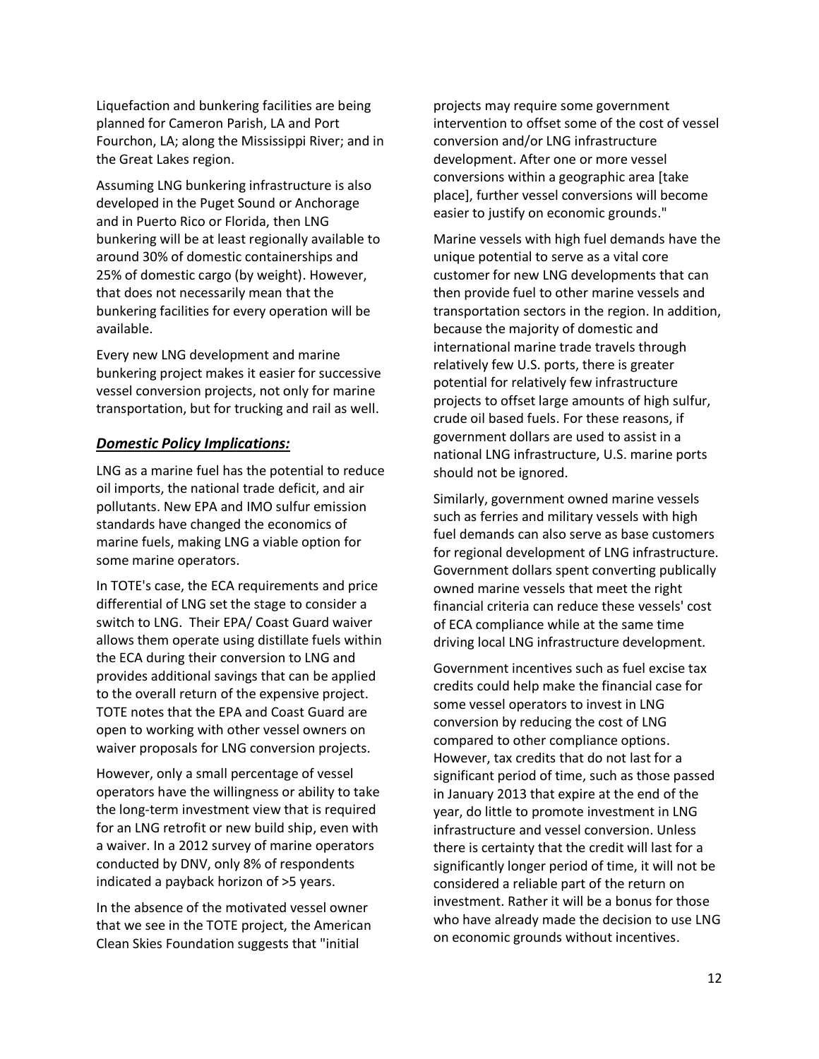Liquefaction and bunkering facilities are being planned for Cameron Parish, LA and Port Fourchon, LA; along the Mississippi River; and in the Great Lakes region.

Assuming LNG bunkering infrastructure is also developed in the Puget Sound or Anchorage and in Puerto Rico or Florida, then LNG bunkering will be at least regionally available to around 30% of domestic containerships and 25% of domestic cargo (by weight). However, that does not necessarily mean that the bunkering facilities for every operation will be available.

Every new LNG development and marine bunkering project makes it easier for successive vessel conversion projects, not only for marine transportation, but for trucking and rail as well.

## ***Domestic Policy Implications:***

LNG as a marine fuel has the potential to reduce oil imports, the national trade deficit, and air pollutants. New EPA and IMO sulfur emission standards have changed the economics of marine fuels, making LNG a viable option for some marine operators.

In TOTE's case, the ECA requirements and price differential of LNG set the stage to consider a switch to LNG. Their EPA/ Coast Guard waiver allows them operate using distillate fuels within the ECA during their conversion to LNG and provides additional savings that can be applied to the overall return of the expensive project. TOTE notes that the EPA and Coast Guard are open to working with other vessel owners on waiver proposals for LNG conversion projects.

However, only a small percentage of vessel operators have the willingness or ability to take the long-term investment view that is required for an LNG retrofit or new build ship, even with a waiver. In a 2012 survey of marine operators conducted by DNV, only 8% of respondents indicated a payback horizon of >5 years.

In the absence of the motivated vessel owner that we see in the TOTE project, the American Clean Skies Foundation suggests that "initial projects may require some government intervention to offset some of the cost of vessel conversion and/or LNG infrastructure development. After one or more vessel conversions within a geographic area [take place], further vessel conversions will become easier to justify on economic grounds."

Marine vessels with high fuel demands have the unique potential to serve as a vital core customer for new LNG developments that can then provide fuel to other marine vessels and transportation sectors in the region. In addition, because the majority of domestic and international marine trade travels through relatively few U.S. ports, there is greater potential for relatively few infrastructure projects to offset large amounts of high sulfur, crude oil based fuels. For these reasons, if government dollars are used to assist in a national LNG infrastructure, U.S. marine ports should not be ignored.

Similarly, government owned marine vessels such as ferries and military vessels with high fuel demands can also serve as base customers for regional development of LNG infrastructure. Government dollars spent converting publically owned marine vessels that meet the right financial criteria can reduce these vessels' cost of ECA compliance while at the same time driving local LNG infrastructure development.

Government incentives such as fuel excise tax credits could help make the financial case for some vessel operators to invest in LNG conversion by reducing the cost of LNG compared to other compliance options. However, tax credits that do not last for a significant period of time, such as those passed in January 2013 that expire at the end of the year, do little to promote investment in LNG infrastructure and vessel conversion. Unless there is certainty that the credit will last for a significantly longer period of time, it will not be considered a reliable part of the return on investment. Rather it will be a bonus for those who have already made the decision to use LNG on economic grounds without incentives.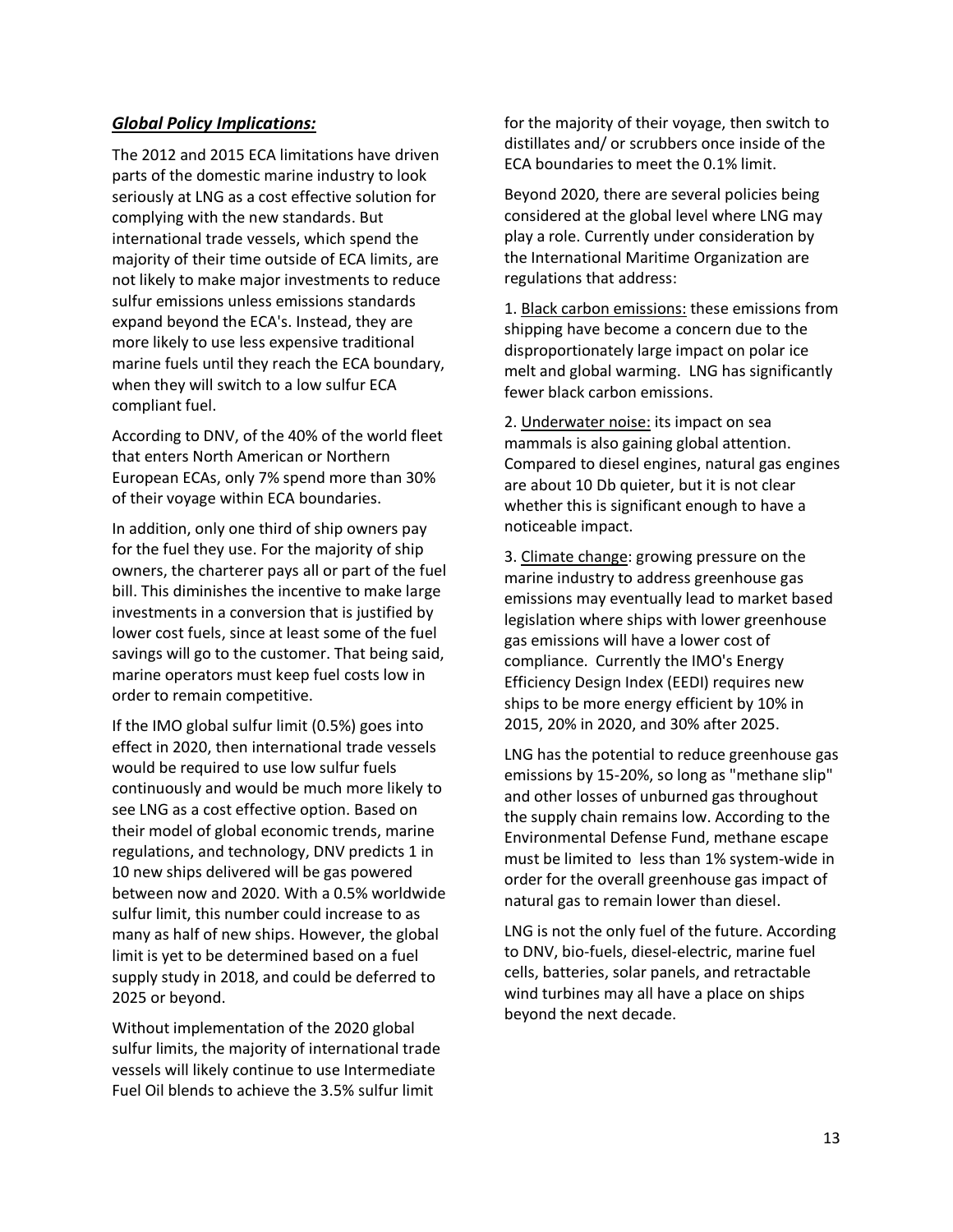## ***Global Policy Implications:***

The 2012 and 2015 ECA limitations have driven parts of the domestic marine industry to look seriously at LNG as a cost effective solution for complying with the new standards. But international trade vessels, which spend the majority of their time outside of ECA limits, are not likely to make major investments to reduce sulfur emissions unless emissions standards expand beyond the ECA's. Instead, they are more likely to use less expensive traditional marine fuels until they reach the ECA boundary, when they will switch to a low sulfur ECA compliant fuel.

According to DNV, of the 40% of the world fleet that enters North American or Northern European ECAs, only 7% spend more than 30% of their voyage within ECA boundaries.

In addition, only one third of ship owners pay for the fuel they use. For the majority of ship owners, the charterer pays all or part of the fuel bill. This diminishes the incentive to make large investments in a conversion that is justified by lower cost fuels, since at least some of the fuel savings will go to the customer. That being said, marine operators must keep fuel costs low in order to remain competitive.

If the IMO global sulfur limit (0.5%) goes into effect in 2020, then international trade vessels would be required to use low sulfur fuels continuously and would be much more likely to see LNG as a cost effective option. Based on their model of global economic trends, marine regulations, and technology, DNV predicts 1 in 10 new ships delivered will be gas powered between now and 2020. With a 0.5% worldwide sulfur limit, this number could increase to as many as half of new ships. However, the global limit is yet to be determined based on a fuel supply study in 2018, and could be deferred to 2025 or beyond.

Without implementation of the 2020 global sulfur limits, the majority of international trade vessels will likely continue to use Intermediate Fuel Oil blends to achieve the 3.5% sulfur limit for the majority of their voyage, then switch to distillates and/ or scrubbers once inside of the ECA boundaries to meet the 0.1% limit.

Beyond 2020, there are several policies being considered at the global level where LNG may play a role. Currently under consideration by the International Maritime Organization are regulations that address:

1. Black carbon emissions: these emissions from shipping have become a concern due to the disproportionately large impact on polar ice melt and global warming. LNG has significantly fewer black carbon emissions.

2. Underwater noise: its impact on sea mammals is also gaining global attention. Compared to diesel engines, natural gas engines are about 10 Db quieter, but it is not clear whether this is significant enough to have a noticeable impact.

3. Climate change: growing pressure on the marine industry to address greenhouse gas emissions may eventually lead to market based legislation where ships with lower greenhouse gas emissions will have a lower cost of compliance. Currently the IMO's Energy Efficiency Design Index (EEDI) requires new ships to be more energy efficient by 10% in 2015, 20% in 2020, and 30% after 2025.

LNG has the potential to reduce greenhouse gas emissions by 15-20%, so long as "methane slip" and other losses of unburned gas throughout the supply chain remains low. According to the Environmental Defense Fund, methane escape must be limited to less than 1% system-wide in order for the overall greenhouse gas impact of natural gas to remain lower than diesel.

LNG is not the only fuel of the future. According to DNV, bio-fuels, diesel-electric, marine fuel cells, batteries, solar panels, and retractable wind turbines may all have a place on ships beyond the next decade.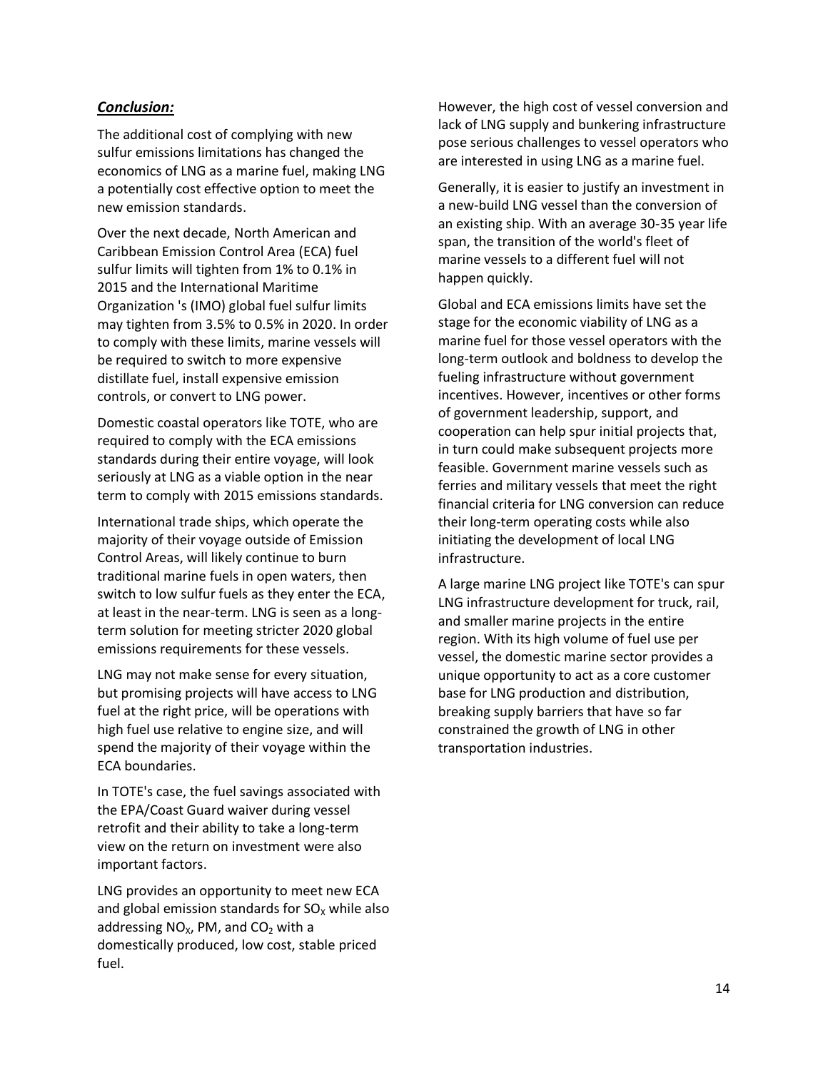### ***Conclusion:***

The additional cost of complying with new sulfur emissions limitations has changed the economics of LNG as a marine fuel, making LNG a potentially cost effective option to meet the new emission standards.

Over the next decade, North American and Caribbean Emission Control Area (ECA) fuel sulfur limits will tighten from 1% to 0.1% in 2015 and the International Maritime Organization 's (IMO) global fuel sulfur limits may tighten from 3.5% to 0.5% in 2020. In order to comply with these limits, marine vessels will be required to switch to more expensive distillate fuel, install expensive emission controls, or convert to LNG power.

Domestic coastal operators like TOTE, who are required to comply with the ECA emissions standards during their entire voyage, will look seriously at LNG as a viable option in the near term to comply with 2015 emissions standards.

International trade ships, which operate the majority of their voyage outside of Emission Control Areas, will likely continue to burn traditional marine fuels in open waters, then switch to low sulfur fuels as they enter the ECA, at least in the near-term. LNG is seen as a long-term solution for meeting stricter 2020 global emissions requirements for these vessels.

LNG may not make sense for every situation, but promising projects will have access to LNG fuel at the right price, will be operations with high fuel use relative to engine size, and will spend the majority of their voyage within the ECA boundaries.

In TOTE's case, the fuel savings associated with the EPA/Coast Guard waiver during vessel retrofit and their ability to take a long-term view on the return on investment were also important factors.

LNG provides an opportunity to meet new ECA and global emission standards for $SO_X$ while also addressing $NO_X$, PM, and $CO_2$ with a domestically produced, low cost, stable priced fuel.

However, the high cost of vessel conversion and lack of LNG supply and bunkering infrastructure pose serious challenges to vessel operators who are interested in using LNG as a marine fuel.

Generally, it is easier to justify an investment in a new-build LNG vessel than the conversion of an existing ship. With an average 30-35 year life span, the transition of the world's fleet of marine vessels to a different fuel will not happen quickly.

Global and ECA emissions limits have set the stage for the economic viability of LNG as a marine fuel for those vessel operators with the long-term outlook and boldness to develop the fueling infrastructure without government incentives. However, incentives or other forms of government leadership, support, and cooperation can help spur initial projects that, in turn could make subsequent projects more feasible. Government marine vessels such as ferries and military vessels that meet the right financial criteria for LNG conversion can reduce their long-term operating costs while also initiating the development of local LNG infrastructure.

A large marine LNG project like TOTE's can spur LNG infrastructure development for truck, rail, and smaller marine projects in the entire region. With its high volume of fuel use per vessel, the domestic marine sector provides a unique opportunity to act as a core customer base for LNG production and distribution, breaking supply barriers that have so far constrained the growth of LNG in other transportation industries.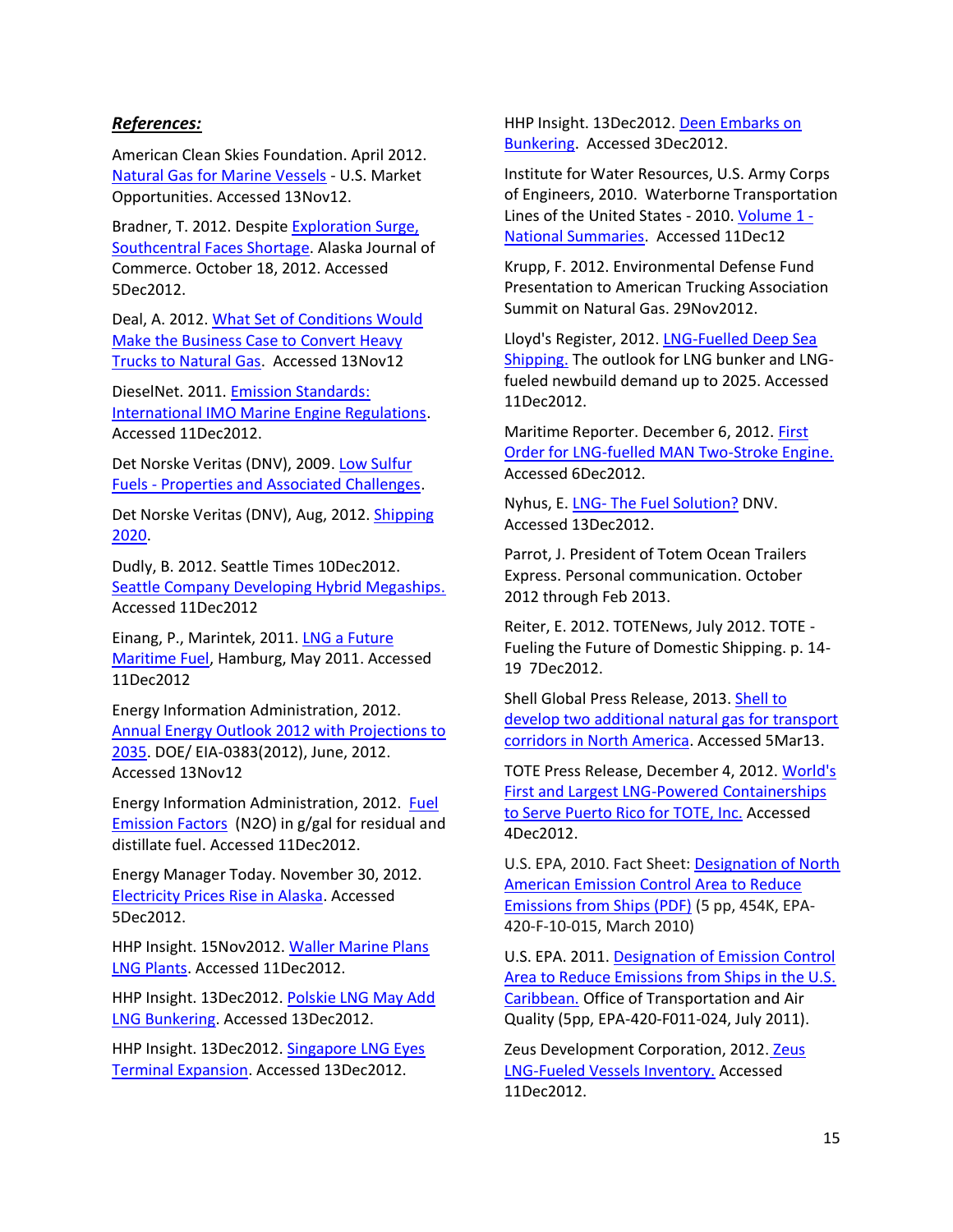***References:***

American Clean Skies Foundation. April 2012. Natural Gas for Marine Vessels - U.S. Market Opportunities. Accessed 13Nov12.

Bradner, T. 2012. Despite Exploration Surge, Southcentral Faces Shortage. Alaska Journal of Commerce. October 18, 2012. Accessed 5Dec2012.

Deal, A. 2012. What Set of Conditions Would Make the Business Case to Convert Heavy Trucks to Natural Gas. Accessed 13Nov12

DieselNet. 2011. Emission Standards: International IMO Marine Engine Regulations. Accessed 11Dec2012.

Det Norske Veritas (DNV), 2009. Low Sulfur Fuels - Properties and Associated Challenges.

Det Norske Veritas (DNV), Aug, 2012. Shipping 2020.

Dudly, B. 2012. Seattle Times 10Dec2012. Seattle Company Developing Hybrid Megaships. Accessed 11Dec2012

Einang, P., Marintek, 2011. LNG a Future Maritime Fuel, Hamburg, May 2011. Accessed 11Dec2012

Energy Information Administration, 2012. Annual Energy Outlook 2012 with Projections to 2035. DOE/ EIA-0383(2012), June, 2012. Accessed 13Nov12

Energy Information Administration, 2012. Fuel Emission Factors (N2O) in g/gal for residual and distillate fuel. Accessed 11Dec2012.

Energy Manager Today. November 30, 2012. Electricity Prices Rise in Alaska. Accessed 5Dec2012.

HHP Insight. 15Nov2012. Waller Marine Plans LNG Plants. Accessed 11Dec2012.

HHP Insight. 13Dec2012. Polskie LNG May Add LNG Bunkering. Accessed 13Dec2012.

HHP Insight. 13Dec2012. Singapore LNG Eyes Terminal Expansion. Accessed 13Dec2012.

HHP Insight. 13Dec2012. Deen Embarks on Bunkering. Accessed 3Dec2012.

Institute for Water Resources, U.S. Army Corps of Engineers, 2010. Waterborne Transportation Lines of the United States - 2010. Volume 1 - National Summaries. Accessed 11Dec12

Krupp, F. 2012. Environmental Defense Fund Presentation to American Trucking Association Summit on Natural Gas. 29Nov2012.

Lloyd's Register, 2012. LNG-Fuelled Deep Sea Shipping. The outlook for LNG bunker and LNG-fueled newbuild demand up to 2025. Accessed 11Dec2012.

Maritime Reporter. December 6, 2012. First Order for LNG-fuelled MAN Two-Stroke Engine. Accessed 6Dec2012.

Nyhus, E. LNG- The Fuel Solution? DNV. Accessed 13Dec2012.

Parrot, J. President of Totem Ocean Trailers Express. Personal communication. October 2012 through Feb 2013.

Reiter, E. 2012. TOTENews, July 2012. TOTE - Fueling the Future of Domestic Shipping. p. 14-19 7Dec2012.

Shell Global Press Release, 2013. Shell to develop two additional natural gas for transport corridors in North America. Accessed 5Mar13.

TOTE Press Release, December 4, 2012. World's First and Largest LNG-Powered Containerships to Serve Puerto Rico for TOTE, Inc. Accessed 4Dec2012.

U.S. EPA, 2010. Fact Sheet: Designation of North American Emission Control Area to Reduce Emissions from Ships (PDF) (5 pp, 454K, EPA-420-F-10-015, March 2010)

U.S. EPA. 2011. Designation of Emission Control Area to Reduce Emissions from Ships in the U.S. Caribbean. Office of Transportation and Air Quality (5pp, EPA-420-F011-024, July 2011).

Zeus Development Corporation, 2012. Zeus LNG-Fueled Vessels Inventory. Accessed 11Dec2012.